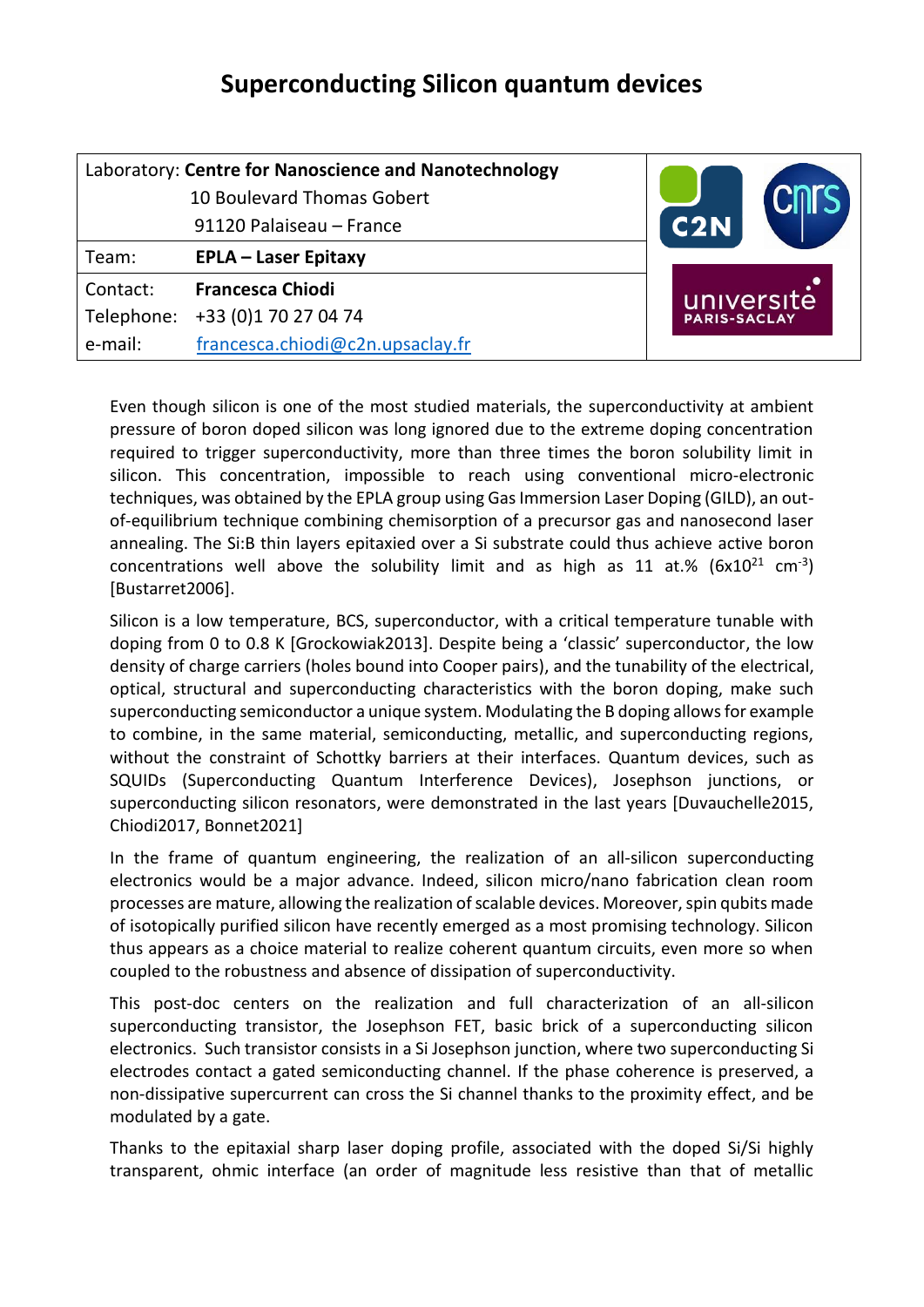# Superconducting Silicon quantum devices

| Laboratory: **Centre for Nanoscience and Nanotechnology**<br>10 Boulevard Thomas Gobert<br>91120 Palaiseau – France | |
|---|---|
| Team: **EPLA – Laser Epitaxy** | |
| Contact: **Francesca Chiodi**<br>Telephone: +33 (0)1 70 27 04 74<br>e-mail: francesca.chiodi@c2n.upsaclay.fr | |

Even though silicon is one of the most studied materials, the superconductivity at ambient pressure of boron doped silicon was long ignored due to the extreme doping concentration required to trigger superconductivity, more than three times the boron solubility limit in silicon. This concentration, impossible to reach using conventional micro-electronic techniques, was obtained by the EPLA group using Gas Immersion Laser Doping (GILD), an out-of-equilibrium technique combining chemisorption of a precursor gas and nanosecond laser annealing. The Si:B thin layers epitaxied over a Si substrate could thus achieve active boron concentrations well above the solubility limit and as high as 11 at.% ($6 \times 10^{21}$ $cm^{-3}$) [Bustarret2006].

Silicon is a low temperature, BCS, superconductor, with a critical temperature tunable with doping from 0 to 0.8 K [Grockowiak2013]. Despite being a 'classic' superconductor, the low density of charge carriers (holes bound into Cooper pairs), and the tunability of the electrical, optical, structural and superconducting characteristics with the boron doping, make such superconducting semiconductor a unique system. Modulating the B doping allows for example to combine, in the same material, semiconducting, metallic, and superconducting regions, without the constraint of Schottky barriers at their interfaces. Quantum devices, such as SQUIDs (Superconducting Quantum Interference Devices), Josephson junctions, or superconducting silicon resonators, were demonstrated in the last years [Duvauchelle2015, Chiodi2017, Bonnet2021]

In the frame of quantum engineering, the realization of an all-silicon superconducting electronics would be a major advance. Indeed, silicon micro/nano fabrication clean room processes are mature, allowing the realization of scalable devices. Moreover, spin qubits made of isotopically purified silicon have recently emerged as a most promising technology. Silicon thus appears as a choice material to realize coherent quantum circuits, even more so when coupled to the robustness and absence of dissipation of superconductivity.

This post-doc centers on the realization and full characterization of an all-silicon superconducting transistor, the Josephson FET, basic brick of a superconducting silicon electronics. Such transistor consists in a Si Josephson junction, where two superconducting Si electrodes contact a gated semiconducting channel. If the phase coherence is preserved, a non-dissipative supercurrent can cross the Si channel thanks to the proximity effect, and be modulated by a gate.

Thanks to the epitaxial sharp laser doping profile, associated with the doped Si/Si highly transparent, ohmic interface (an order of magnitude less resistive than that of metallic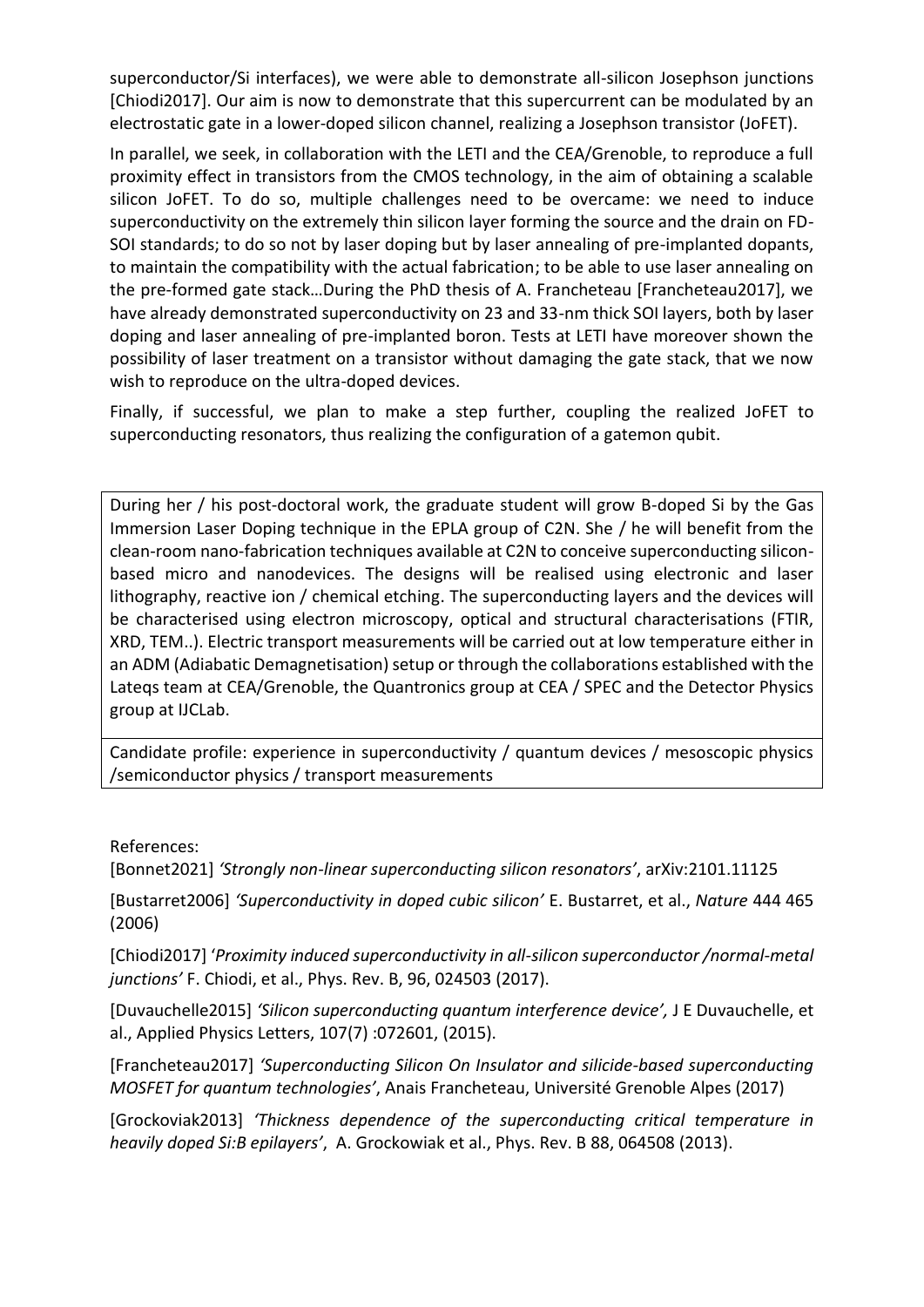superconductor/Si interfaces), we were able to demonstrate all-silicon Josephson junctions [Chiodi2017]. Our aim is now to demonstrate that this supercurrent can be modulated by an electrostatic gate in a lower-doped silicon channel, realizing a Josephson transistor (JoFET).

In parallel, we seek, in collaboration with the LETI and the CEA/Grenoble, to reproduce a full proximity effect in transistors from the CMOS technology, in the aim of obtaining a scalable silicon JoFET. To do so, multiple challenges need to be overcame: we need to induce superconductivity on the extremely thin silicon layer forming the source and the drain on FD-SOI standards; to do so not by laser doping but by laser annealing of pre-implanted dopants, to maintain the compatibility with the actual fabrication; to be able to use laser annealing on the pre-formed gate stack…During the PhD thesis of A. Francheteau [Francheteau2017], we have already demonstrated superconductivity on 23 and 33-nm thick SOI layers, both by laser doping and laser annealing of pre-implanted boron. Tests at LETI have moreover shown the possibility of laser treatment on a transistor without damaging the gate stack, that we now wish to reproduce on the ultra-doped devices.

Finally, if successful, we plan to make a step further, coupling the realized JoFET to superconducting resonators, thus realizing the configuration of a gatemon qubit.

During her / his post-doctoral work, the graduate student will grow B-doped Si by the Gas Immersion Laser Doping technique in the EPLA group of C2N. She / he will benefit from the clean-room nano-fabrication techniques available at C2N to conceive superconducting silicon-based micro and nanodevices. The designs will be realised using electronic and laser lithography, reactive ion / chemical etching. The superconducting layers and the devices will be characterised using electron microscopy, optical and structural characterisations (FTIR, XRD, TEM..). Electric transport measurements will be carried out at low temperature either in an ADM (Adiabatic Demagnetisation) setup or through the collaborations established with the Lateqs team at CEA/Grenoble, the Quantronics group at CEA / SPEC and the Detector Physics group at IJCLab.

Candidate profile: experience in superconductivity / quantum devices / mesoscopic physics /semiconductor physics / transport measurements

References:

[Bonnet2021] *'Strongly non-linear superconducting silicon resonators'*, arXiv:2101.11125

[Bustarret2006] *'Superconductivity in doped cubic silicon'* E. Bustarret, et al., *Nature* 444 465 (2006)

[Chiodi2017] '*Proximity induced superconductivity in all-silicon superconductor /normal-metal junctions'* F. Chiodi, et al., Phys. Rev. B, 96, 024503 (2017).

[Duvauchelle2015] *'Silicon superconducting quantum interference device',* J E Duvauchelle, et al., Applied Physics Letters, 107(7) :072601, (2015).

[Francheteau2017] *'Superconducting Silicon On Insulator and silicide-based superconducting MOSFET for quantum technologies'*, Anais Francheteau, Université Grenoble Alpes (2017)

[Grockoviak2013] *'Thickness dependence of the superconducting critical temperature in heavily doped Si:B epilayers'*, A. Grockowiak et al., Phys. Rev. B 88, 064508 (2013).